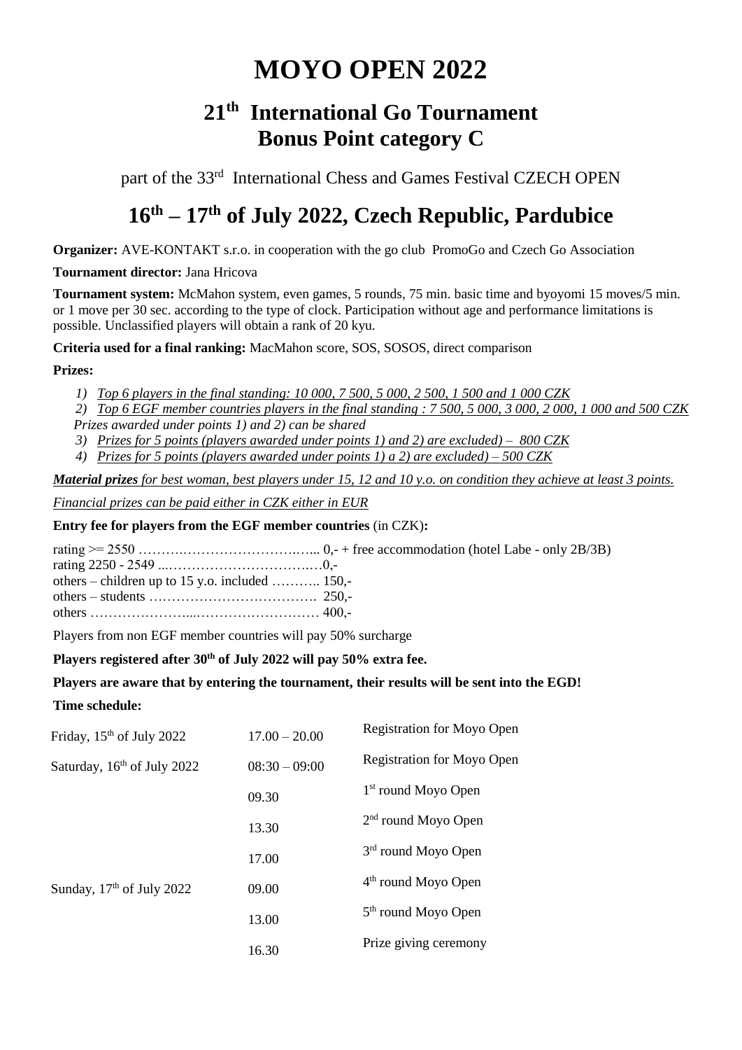# MOYO OPEN 2022

## 21th International Go Tournament Bonus Point category C

part of the 33rd International Chess and Games Festival CZECH OPEN

## 16th – 17th of July 2022, Czech Republic, Pardubice

**Organizer:** AVE-KONTAKT s.r.o. in cooperation with the go club PromoGo and Czech Go Association

**Tournament director:** Jana Hricova

**Tournament system:** McMahon system, even games, 5 rounds, 75 min. basic time and byoyomi 15 moves/5 min. or 1 move per 30 sec. according to the type of clock. Participation without age and performance limitations is possible. Unclassified players will obtain a rank of 20 kyu.

**Criteria used for a final ranking:** MacMahon score, SOS, SOSOS, direct comparison

**Prizes:**

1) *Top 6 players in the final standing: 10 000, 7 500, 5 000, 2 500, 1 500 and 1 000 CZK*
2) *Top 6 EGF member countries players in the final standing : 7 500, 5 000, 3 000, 2 000, 1 000 and 500 CZK*

*Prizes awarded under points 1) and 2) can be shared*

3) *Prizes for 5 points (players awarded under points 1) and 2) are excluded) – 800 CZK*
4) *Prizes for 5 points (players awarded under points 1) a 2) are excluded) – 500 CZK*

***Material prizes** for best woman, best players under 15, 12 and 10 y.o. on condition they achieve at least 3 points.*

*Financial prizes can be paid either in CZK either in EUR*

**Entry fee for players from the EGF member countries** (in CZK)**:**

rating >= 2550 ………………………………... 0,- + free accommodation (hotel Labe - only 2B/3B)
rating 2250 - 2549 ...……………………………0,-
others – children up to 15 y.o. included ……….. 150,-
others – students ………………………………. 250,-
others …………………...……………………… 400,-

Players from non EGF member countries will pay 50% surcharge

**Players registered after 30th of July 2022 will pay 50% extra fee.**

**Players are aware that by entering the tournament, their results will be sent into the EGD!**

**Time schedule:**

| | | |
|---|---|---|
| Friday, 15th of July 2022 | 17.00 – 20.00 | Registration for Moyo Open |
| Saturday, 16th of July 2022 | 08:30 – 09:00 | Registration for Moyo Open |
| | 09.30 | 1st round Moyo Open |
| | 13.30 | 2nd round Moyo Open |
| | 17.00 | 3rd round Moyo Open |
| Sunday, 17th of July 2022 | 09.00 | 4th round Moyo Open |
| | 13.00 | 5th round Moyo Open |
| | 16.30 | Prize giving ceremony |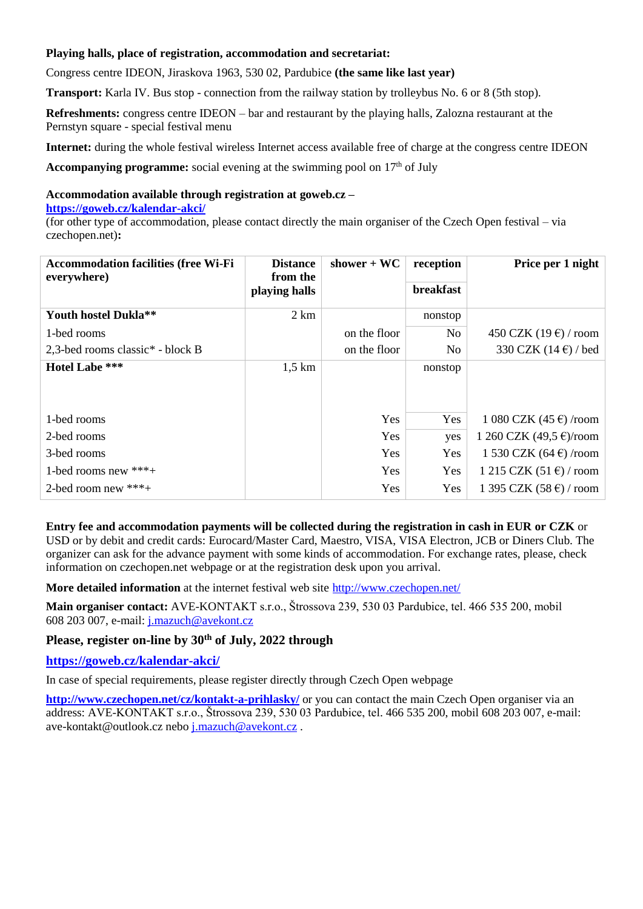**Playing halls, place of registration, accommodation and secretariat:**

Congress centre IDEON, Jiraskova 1963, 530 02, Pardubice **(the same like last year)**

**Transport:** Karla IV. Bus stop - connection from the railway station by trolleybus No. 6 or 8 (5th stop).

**Refreshments:** congress centre IDEON – bar and restaurant by the playing halls, Zalozna restaurant at the Pernstyn square - special festival menu

**Internet:** during the whole festival wireless Internet access available free of charge at the congress centre IDEON

**Accompanying programme:** social evening at the swimming pool on 17th of July

**Accommodation available through registration at goweb.cz –**
**https://goweb.cz/kalendar-akci/**
(for other type of accommodation, please contact directly the main organiser of the Czech Open festival – via czechopen.net)**:**

| **Accommodation facilities (free Wi-Fi everywhere)** | **Distance from the playing halls** | **shower + WC** | **reception** / **breakfast** | **Price per 1 night** |
|---|---|---|---|---|
| **Youth hostel Dukla**** | 2 km | | nonstop | |
| 1-bed rooms | | on the floor | No | 450 CZK (19 €) / room |
| 2,3-bed rooms classic* - block B | | on the floor | No | 330 CZK (14 €) / bed |
| **Hotel Labe ***** | 1,5 km | | nonstop | |
| 1-bed rooms | | Yes | Yes | 1 080 CZK (45 €) /room |
| 2-bed rooms | | Yes | yes | 1 260 CZK (49,5 €)/room |
| 3-bed rooms | | Yes | Yes | 1 530 CZK (64 €) /room |
| 1-bed rooms new ***+ | | Yes | Yes | 1 215 CZK (51 €) / room |
| 2-bed room new ***+ | | Yes | Yes | 1 395 CZK (58 €) / room |

**Entry fee and accommodation payments will be collected during the registration in cash in EUR or CZK** or USD or by debit and credit cards: Eurocard/Master Card, Maestro, VISA, VISA Electron, JCB or Diners Club. The organizer can ask for the advance payment with some kinds of accommodation. For exchange rates, please, check information on czechopen.net webpage or at the registration desk upon you arrival.

**More detailed information** at the internet festival web site http://www.czechopen.net/

**Main organiser contact:** AVE-KONTAKT s.r.o., Štrossova 239, 530 03 Pardubice, tel. 466 535 200, mobil 608 203 007, e-mail: j.mazuch@avekont.cz

**Please, register on-line by 30th of July, 2022 through**

**https://goweb.cz/kalendar-akci/**

In case of special requirements, please register directly through Czech Open webpage

**http://www.czechopen.net/cz/kontakt-a-prihlasky/** or you can contact the main Czech Open organiser via an address: AVE-KONTAKT s.r.o., Štrossova 239, 530 03 Pardubice, tel. 466 535 200, mobil 608 203 007, e-mail: ave-kontakt@outlook.cz nebo j.mazuch@avekont.cz .